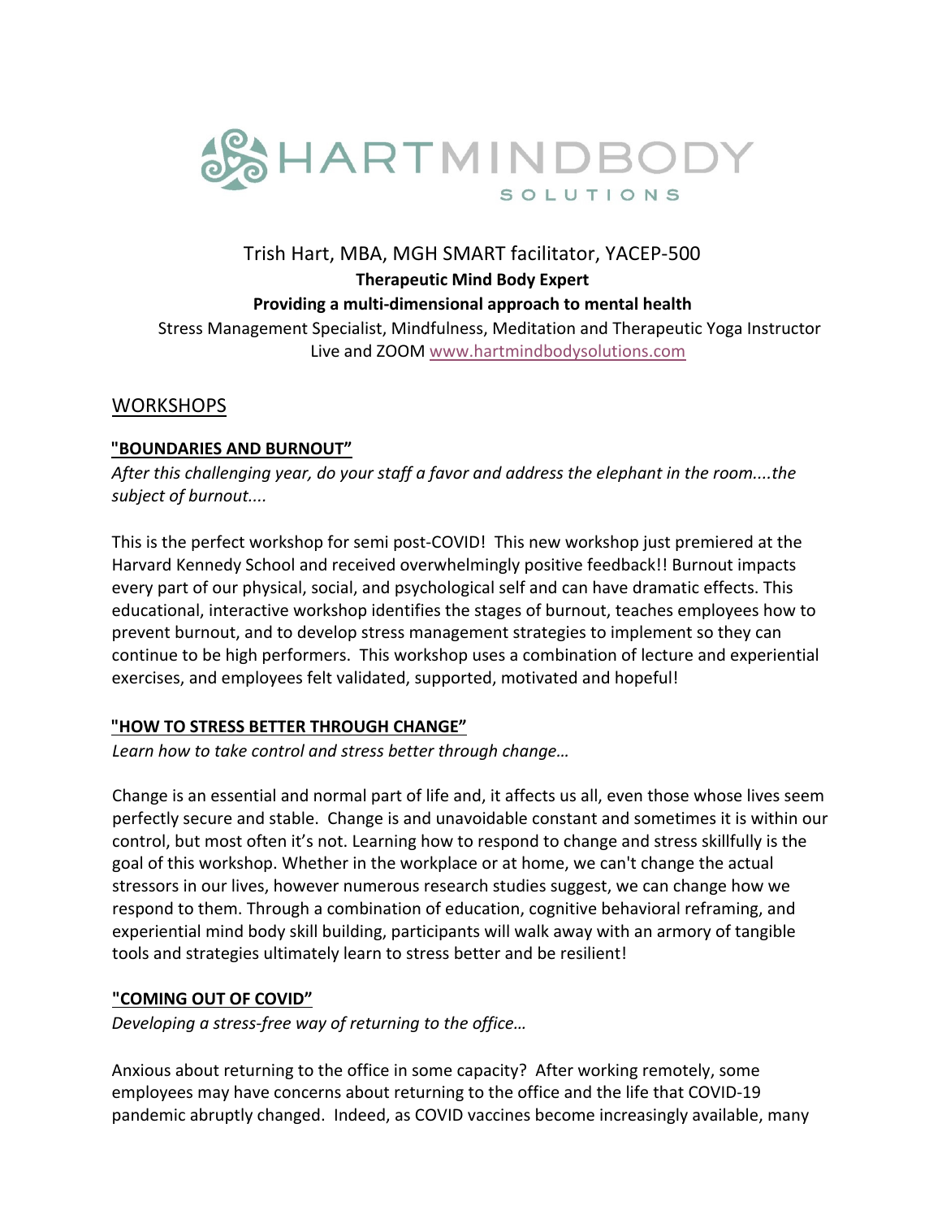# HARTMINDBODY SOLUTIONS

Trish Hart, MBA, MGH SMART facilitator, YACEP-500

**Therapeutic Mind Body Expert**

**Providing a multi-dimensional approach to mental health**

Stress Management Specialist, Mindfulness, Meditation and Therapeutic Yoga Instructor
Live and ZOOM www.hartmindbodysolutions.com

## WORKSHOPS

### "BOUNDARIES AND BURNOUT"

*After this challenging year, do your staff a favor and address the elephant in the room....the subject of burnout....*

This is the perfect workshop for semi post-COVID! This new workshop just premiered at the Harvard Kennedy School and received overwhelmingly positive feedback!! Burnout impacts every part of our physical, social, and psychological self and can have dramatic effects. This educational, interactive workshop identifies the stages of burnout, teaches employees how to prevent burnout, and to develop stress management strategies to implement so they can continue to be high performers. This workshop uses a combination of lecture and experiential exercises, and employees felt validated, supported, motivated and hopeful!

### "HOW TO STRESS BETTER THROUGH CHANGE"

*Learn how to take control and stress better through change…*

Change is an essential and normal part of life and, it affects us all, even those whose lives seem perfectly secure and stable. Change is and unavoidable constant and sometimes it is within our control, but most often it's not. Learning how to respond to change and stress skillfully is the goal of this workshop. Whether in the workplace or at home, we can't change the actual stressors in our lives, however numerous research studies suggest, we can change how we respond to them. Through a combination of education, cognitive behavioral reframing, and experiential mind body skill building, participants will walk away with an armory of tangible tools and strategies ultimately learn to stress better and be resilient!

### "COMING OUT OF COVID"

*Developing a stress-free way of returning to the office…*

Anxious about returning to the office in some capacity? After working remotely, some employees may have concerns about returning to the office and the life that COVID-19 pandemic abruptly changed. Indeed, as COVID vaccines become increasingly available, many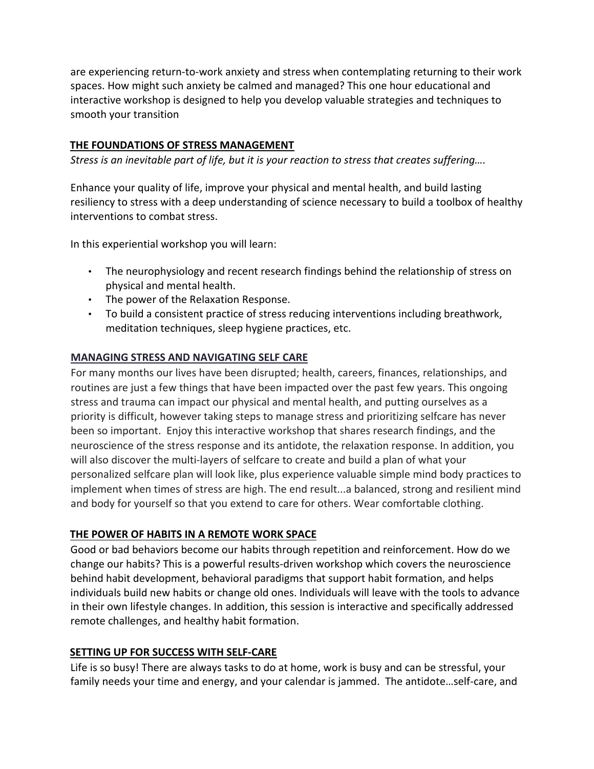are experiencing return-to-work anxiety and stress when contemplating returning to their work spaces. How might such anxiety be calmed and managed? This one hour educational and interactive workshop is designed to help you develop valuable strategies and techniques to smooth your transition

## THE FOUNDATIONS OF STRESS MANAGEMENT

*Stress is an inevitable part of life, but it is your reaction to stress that creates suffering….*

Enhance your quality of life, improve your physical and mental health, and build lasting resiliency to stress with a deep understanding of science necessary to build a toolbox of healthy interventions to combat stress.

In this experiential workshop you will learn:

- The neurophysiology and recent research findings behind the relationship of stress on physical and mental health.
- The power of the Relaxation Response.
- To build a consistent practice of stress reducing interventions including breathwork, meditation techniques, sleep hygiene practices, etc.

## MANAGING STRESS AND NAVIGATING SELF CARE

For many months our lives have been disrupted; health, careers, finances, relationships, and routines are just a few things that have been impacted over the past few years. This ongoing stress and trauma can impact our physical and mental health, and putting ourselves as a priority is difficult, however taking steps to manage stress and prioritizing selfcare has never been so important. Enjoy this interactive workshop that shares research findings, and the neuroscience of the stress response and its antidote, the relaxation response. In addition, you will also discover the multi-layers of selfcare to create and build a plan of what your personalized selfcare plan will look like, plus experience valuable simple mind body practices to implement when times of stress are high. The end result...a balanced, strong and resilient mind and body for yourself so that you extend to care for others. Wear comfortable clothing.

## THE POWER OF HABITS IN A REMOTE WORK SPACE

Good or bad behaviors become our habits through repetition and reinforcement. How do we change our habits? This is a powerful results-driven workshop which covers the neuroscience behind habit development, behavioral paradigms that support habit formation, and helps individuals build new habits or change old ones. Individuals will leave with the tools to advance in their own lifestyle changes. In addition, this session is interactive and specifically addressed remote challenges, and healthy habit formation.

## SETTING UP FOR SUCCESS WITH SELF-CARE

Life is so busy! There are always tasks to do at home, work is busy and can be stressful, your family needs your time and energy, and your calendar is jammed. The antidote…self-care, and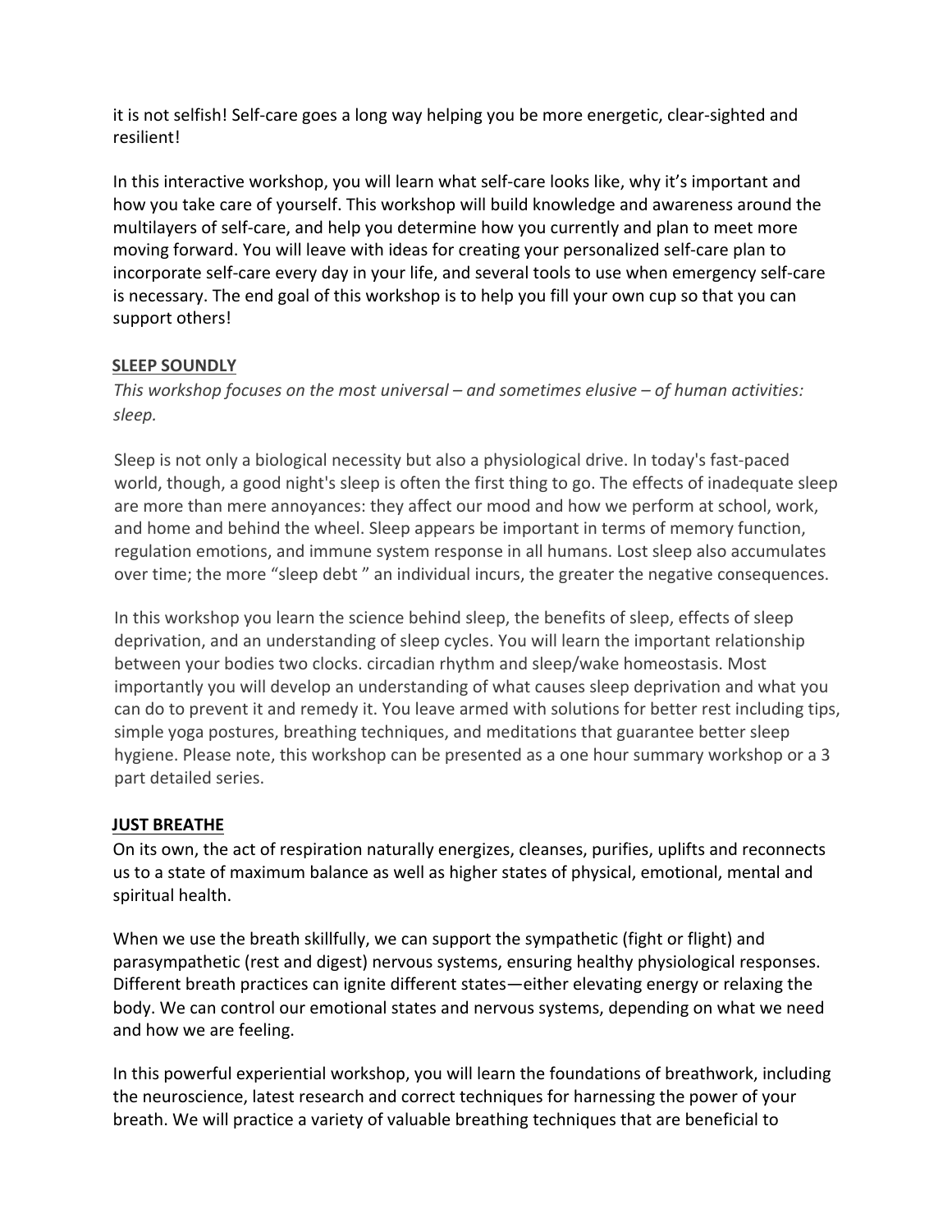it is not selfish! Self-care goes a long way helping you be more energetic, clear-sighted and resilient!

In this interactive workshop, you will learn what self-care looks like, why it's important and how you take care of yourself. This workshop will build knowledge and awareness around the multilayers of self-care, and help you determine how you currently and plan to meet more moving forward. You will leave with ideas for creating your personalized self-care plan to incorporate self-care every day in your life, and several tools to use when emergency self-care is necessary. The end goal of this workshop is to help you fill your own cup so that you can support others!

## SLEEP SOUNDLY

*This workshop focuses on the most universal – and sometimes elusive – of human activities: sleep.*

Sleep is not only a biological necessity but also a physiological drive. In today's fast-paced world, though, a good night's sleep is often the first thing to go. The effects of inadequate sleep are more than mere annoyances: they affect our mood and how we perform at school, work, and home and behind the wheel. Sleep appears be important in terms of memory function, regulation emotions, and immune system response in all humans. Lost sleep also accumulates over time; the more "sleep debt " an individual incurs, the greater the negative consequences.

In this workshop you learn the science behind sleep, the benefits of sleep, effects of sleep deprivation, and an understanding of sleep cycles. You will learn the important relationship between your bodies two clocks. circadian rhythm and sleep/wake homeostasis. Most importantly you will develop an understanding of what causes sleep deprivation and what you can do to prevent it and remedy it. You leave armed with solutions for better rest including tips, simple yoga postures, breathing techniques, and meditations that guarantee better sleep hygiene. Please note, this workshop can be presented as a one hour summary workshop or a 3 part detailed series.

## JUST BREATHE

On its own, the act of respiration naturally energizes, cleanses, purifies, uplifts and reconnects us to a state of maximum balance as well as higher states of physical, emotional, mental and spiritual health.

When we use the breath skillfully, we can support the sympathetic (fight or flight) and parasympathetic (rest and digest) nervous systems, ensuring healthy physiological responses. Different breath practices can ignite different states—either elevating energy or relaxing the body. We can control our emotional states and nervous systems, depending on what we need and how we are feeling.

In this powerful experiential workshop, you will learn the foundations of breathwork, including the neuroscience, latest research and correct techniques for harnessing the power of your breath. We will practice a variety of valuable breathing techniques that are beneficial to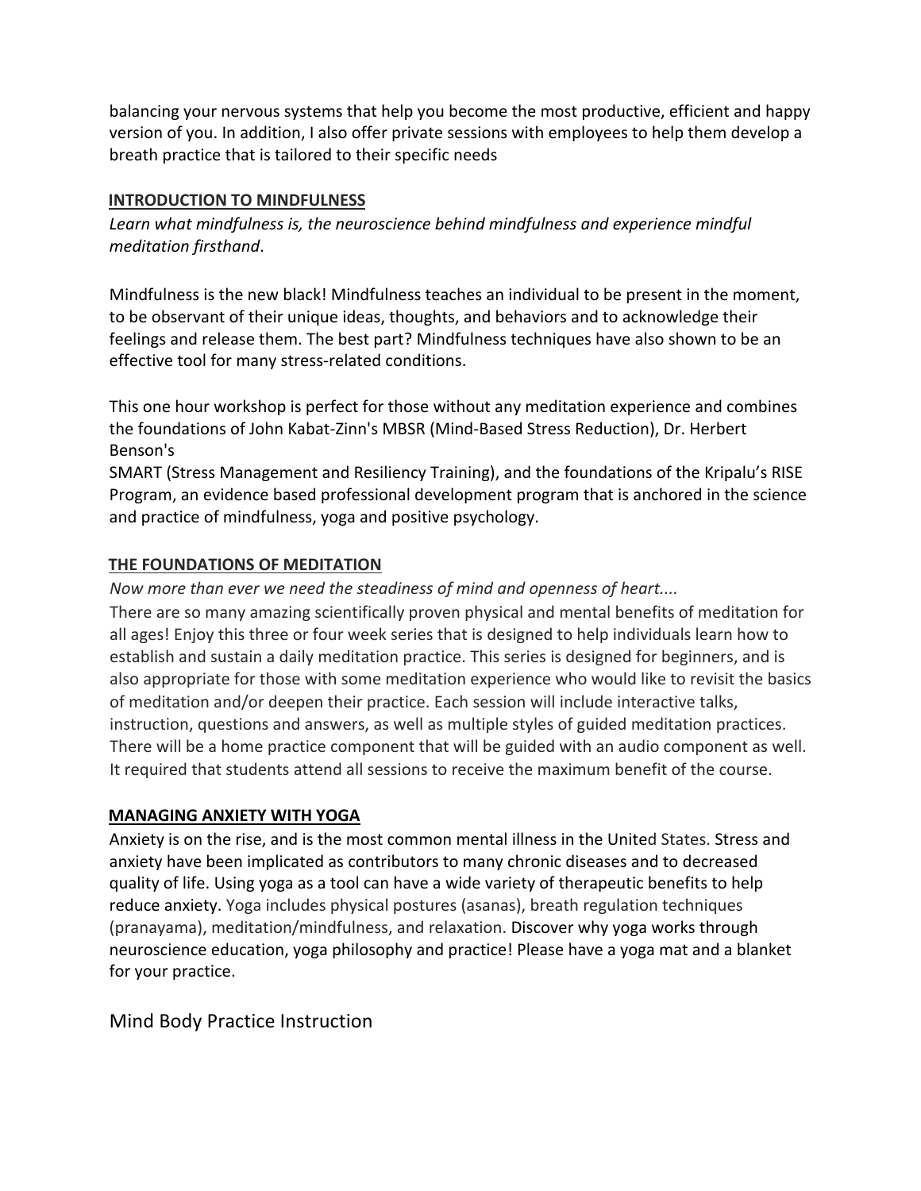balancing your nervous systems that help you become the most productive, efficient and happy version of you. In addition, I also offer private sessions with employees to help them develop a breath practice that is tailored to their specific needs

## INTRODUCTION TO MINDFULNESS

*Learn what mindfulness is, the neuroscience behind mindfulness and experience mindful meditation firsthand*.

Mindfulness is the new black! Mindfulness teaches an individual to be present in the moment, to be observant of their unique ideas, thoughts, and behaviors and to acknowledge their feelings and release them. The best part? Mindfulness techniques have also shown to be an effective tool for many stress-related conditions.

This one hour workshop is perfect for those without any meditation experience and combines the foundations of John Kabat-Zinn's MBSR (Mind-Based Stress Reduction), Dr. Herbert Benson's
SMART (Stress Management and Resiliency Training), and the foundations of the Kripalu's RISE Program, an evidence based professional development program that is anchored in the science and practice of mindfulness, yoga and positive psychology.

## THE FOUNDATIONS OF MEDITATION

*Now more than ever we need the steadiness of mind and openness of heart....*
There are so many amazing scientifically proven physical and mental benefits of meditation for all ages! Enjoy this three or four week series that is designed to help individuals learn how to establish and sustain a daily meditation practice. This series is designed for beginners, and is also appropriate for those with some meditation experience who would like to revisit the basics of meditation and/or deepen their practice. Each session will include interactive talks, instruction, questions and answers, as well as multiple styles of guided meditation practices. There will be a home practice component that will be guided with an audio component as well. It required that students attend all sessions to receive the maximum benefit of the course.

## MANAGING ANXIETY WITH YOGA

Anxiety is on the rise, and is the most common mental illness in the United States. Stress and anxiety have been implicated as contributors to many chronic diseases and to decreased quality of life. Using yoga as a tool can have a wide variety of therapeutic benefits to help reduce anxiety. Yoga includes physical postures (asanas), breath regulation techniques (pranayama), meditation/mindfulness, and relaxation. Discover why yoga works through neuroscience education, yoga philosophy and practice! Please have a yoga mat and a blanket for your practice.

# Mind Body Practice Instruction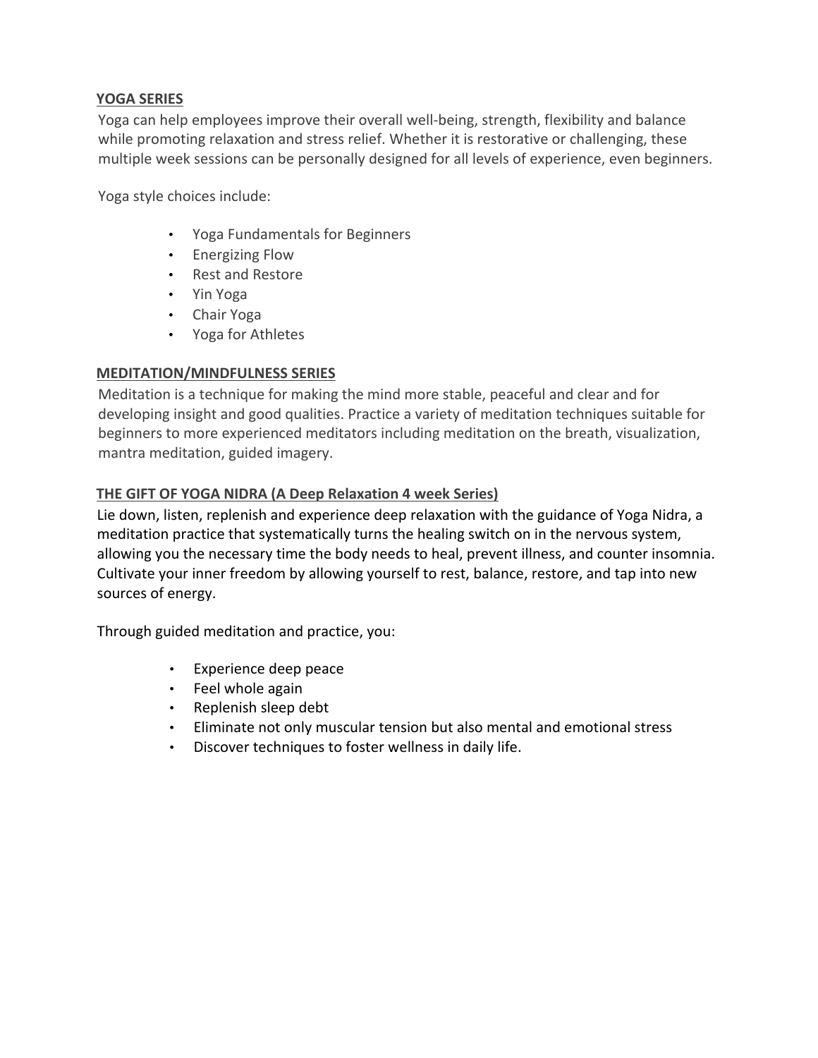## YOGA SERIES

Yoga can help employees improve their overall well-being, strength, flexibility and balance while promoting relaxation and stress relief. Whether it is restorative or challenging, these multiple week sessions can be personally designed for all levels of experience, even beginners.

Yoga style choices include:

- Yoga Fundamentals for Beginners
- Energizing Flow
- Rest and Restore
- Yin Yoga
- Chair Yoga
- Yoga for Athletes

## MEDITATION/MINDFULNESS SERIES

Meditation is a technique for making the mind more stable, peaceful and clear and for developing insight and good qualities. Practice a variety of meditation techniques suitable for beginners to more experienced meditators including meditation on the breath, visualization, mantra meditation, guided imagery.

## THE GIFT OF YOGA NIDRA (A Deep Relaxation 4 week Series)

Lie down, listen, replenish and experience deep relaxation with the guidance of Yoga Nidra, a meditation practice that systematically turns the healing switch on in the nervous system, allowing you the necessary time the body needs to heal, prevent illness, and counter insomnia. Cultivate your inner freedom by allowing yourself to rest, balance, restore, and tap into new sources of energy.

Through guided meditation and practice, you:

- Experience deep peace
- Feel whole again
- Replenish sleep debt
- Eliminate not only muscular tension but also mental and emotional stress
- Discover techniques to foster wellness in daily life.